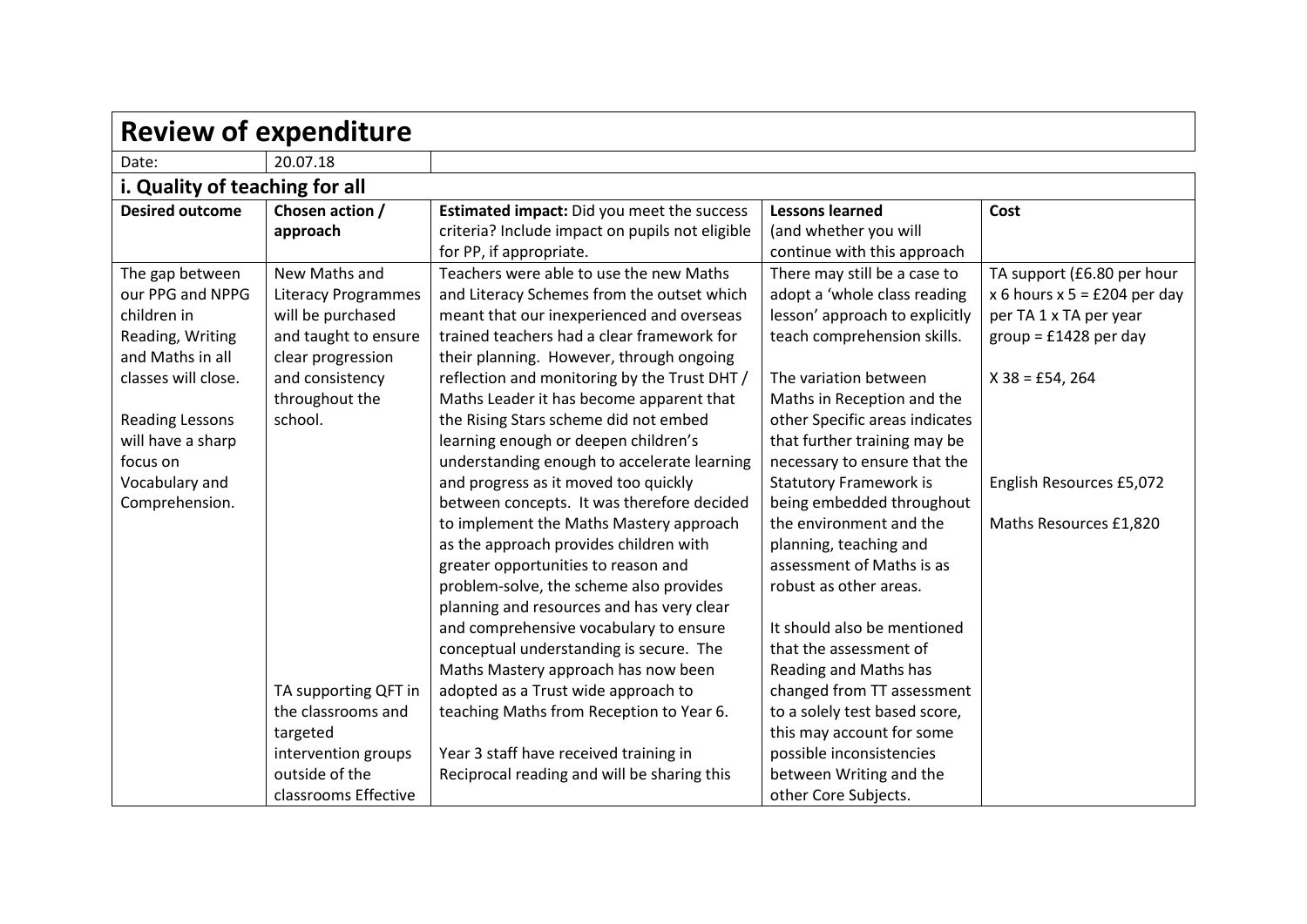# Review of expenditure

| Date: | 20.07.18 |
|---|---|

## i. Quality of teaching for all

| Desired outcome | Chosen action / approach | Estimated impact: Did you meet the success criteria? Include impact on pupils not eligible for PP, if appropriate. | Lessons learned (and whether you will continue with this approach | Cost |
|---|---|---|---|---|
| The gap between our PPG and NPPG children in Reading, Writing and Maths in all classes will close.<br><br>Reading Lessons will have a sharp focus on Vocabulary and Comprehension. | New Maths and Literacy Programmes will be purchased and taught to ensure clear progression and consistency throughout the school.<br><br>TA supporting QFT in the classrooms and targeted intervention groups outside of the classrooms Effective | Teachers were able to use the new Maths and Literacy Schemes from the outset which meant that our inexperienced and overseas trained teachers had a clear framework for their planning. However, through ongoing reflection and monitoring by the Trust DHT / Maths Leader it has become apparent that the Rising Stars scheme did not embed learning enough or deepen children's understanding enough to accelerate learning and progress as it moved too quickly between concepts. It was therefore decided to implement the Maths Mastery approach as the approach provides children with greater opportunities to reason and problem-solve, the scheme also provides planning and resources and has very clear and comprehensive vocabulary to ensure conceptual understanding is secure. The Maths Mastery approach has now been adopted as a Trust wide approach to teaching Maths from Reception to Year 6.<br><br>Year 3 staff have received training in Reciprocal reading and will be sharing this | There may still be a case to adopt a 'whole class reading lesson' approach to explicitly teach comprehension skills.<br><br>The variation between Maths in Reception and the other Specific areas indicates that further training may be necessary to ensure that the Statutory Framework is being embedded throughout the environment and the planning, teaching and assessment of Maths is as robust as other areas.<br><br>It should also be mentioned that the assessment of Reading and Maths has changed from TT assessment to a solely test based score, this may account for some possible inconsistencies between Writing and the other Core Subjects. | TA support (£6.80 per hour x 6 hours x 5 = £204 per day per TA 1 x TA per year group = £1428 per day<br><br>X 38 = £54, 264<br><br>English Resources £5,072<br><br>Maths Resources £1,820 |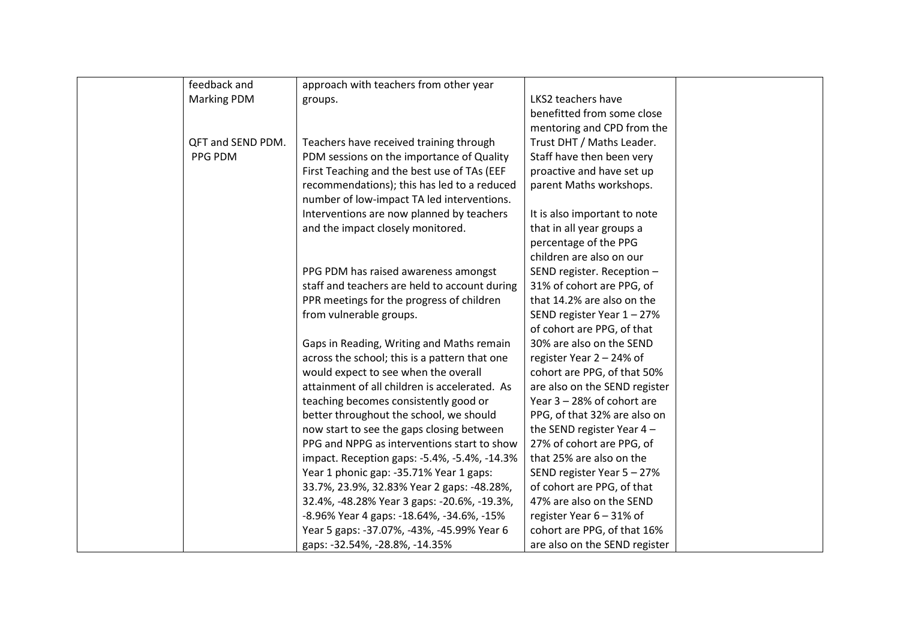|  |  |  |  |  |
|---|---|---|---|---|
|  | feedback and Marking PDM<br><br>QFT and SEND PDM. PPG PDM | approach with teachers from other year groups.<br><br>Teachers have received training through PDM sessions on the importance of Quality First Teaching and the best use of TAs (EEF recommendations); this has led to a reduced number of low-impact TA led interventions. Interventions are now planned by teachers and the impact closely monitored.<br><br>PPG PDM has raised awareness amongst staff and teachers are held to account during PPR meetings for the progress of children from vulnerable groups.<br><br>Gaps in Reading, Writing and Maths remain across the school; this is a pattern that one would expect to see when the overall attainment of all children is accelerated. As teaching becomes consistently good or better throughout the school, we should now start to see the gaps closing between PPG and NPPG as interventions start to show impact. Reception gaps: -5.4%, -5.4%, -14.3% Year 1 phonic gap: -35.71% Year 1 gaps: 33.7%, 23.9%, 32.83% Year 2 gaps: -48.28%, 32.4%, -48.28% Year 3 gaps: -20.6%, -19.3%, -8.96% Year 4 gaps: -18.64%, -34.6%, -15% Year 5 gaps: -37.07%, -43%, -45.99% Year 6 gaps: -32.54%, -28.8%, -14.35% | LKS2 teachers have benefitted from some close mentoring and CPD from the Trust DHT / Maths Leader. Staff have then been very proactive and have set up parent Maths workshops.<br><br>It is also important to note that in all year groups a percentage of the PPG children are also on our SEND register. Reception – 31% of cohort are PPG, of that 14.2% are also on the SEND register Year 1 – 27% of cohort are PPG, of that 30% are also on the SEND register Year 2 – 24% of cohort are PPG, of that 50% are also on the SEND register Year 3 – 28% of cohort are PPG, of that 32% are also on the SEND register Year 4 – 27% of cohort are PPG, of that 25% are also on the SEND register Year 5 – 27% of cohort are PPG, of that 47% are also on the SEND register Year 6 – 31% of cohort are PPG, of that 16% are also on the SEND register |  |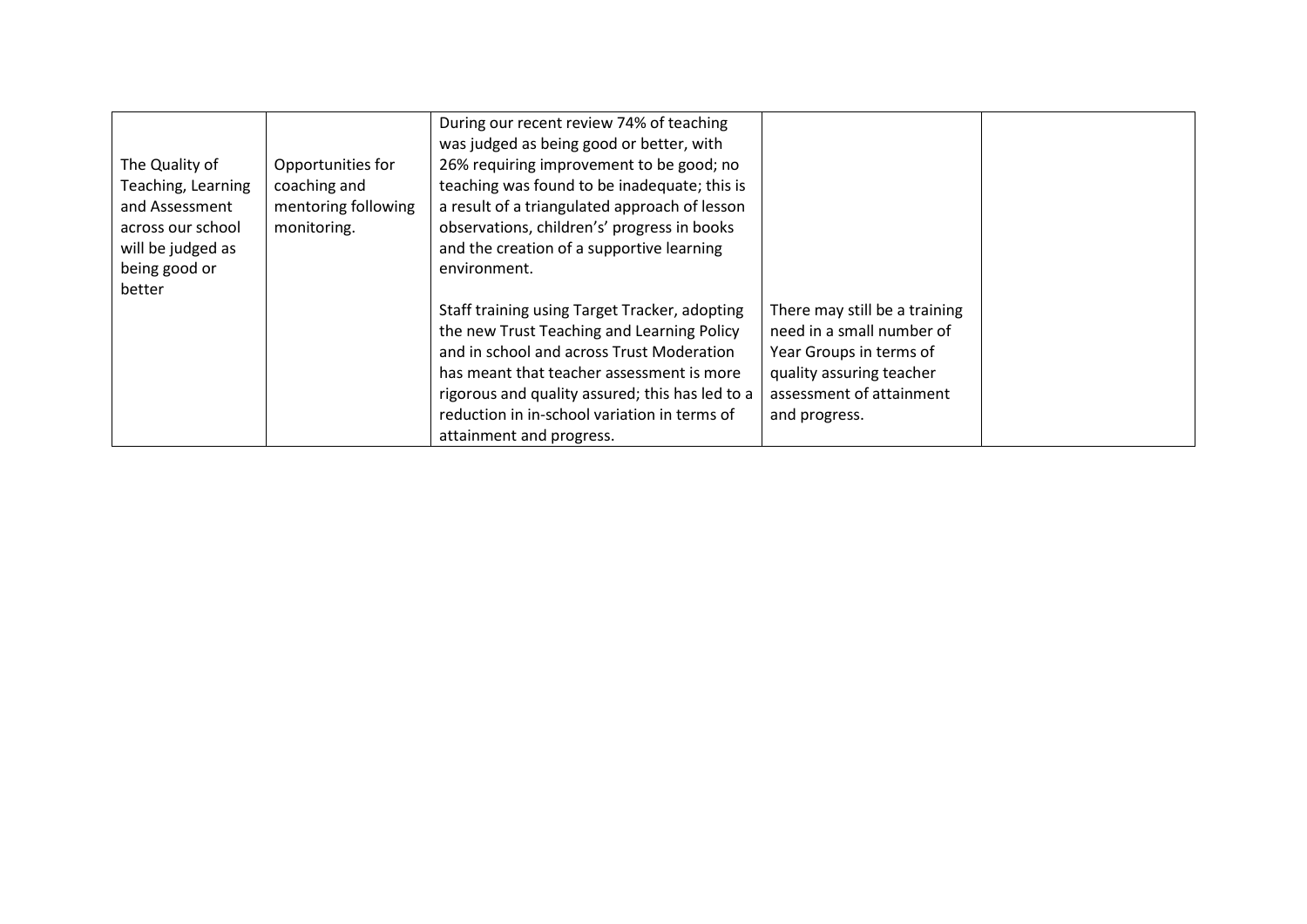| | | | | |
|---|---|---|---|---|
| The Quality of Teaching, Learning and Assessment across our school will be judged as being good or better | Opportunities for coaching and mentoring following monitoring. | During our recent review 74% of teaching was judged as being good or better, with 26% requiring improvement to be good; no teaching was found to be inadequate; this is a result of a triangulated approach of lesson observations, children's' progress in books and the creation of a supportive learning environment. | | |
| | | Staff training using Target Tracker, adopting the new Trust Teaching and Learning Policy and in school and across Trust Moderation has meant that teacher assessment is more rigorous and quality assured; this has led to a reduction in in-school variation in terms of attainment and progress. | There may still be a training need in a small number of Year Groups in terms of quality assuring teacher assessment of attainment and progress. | |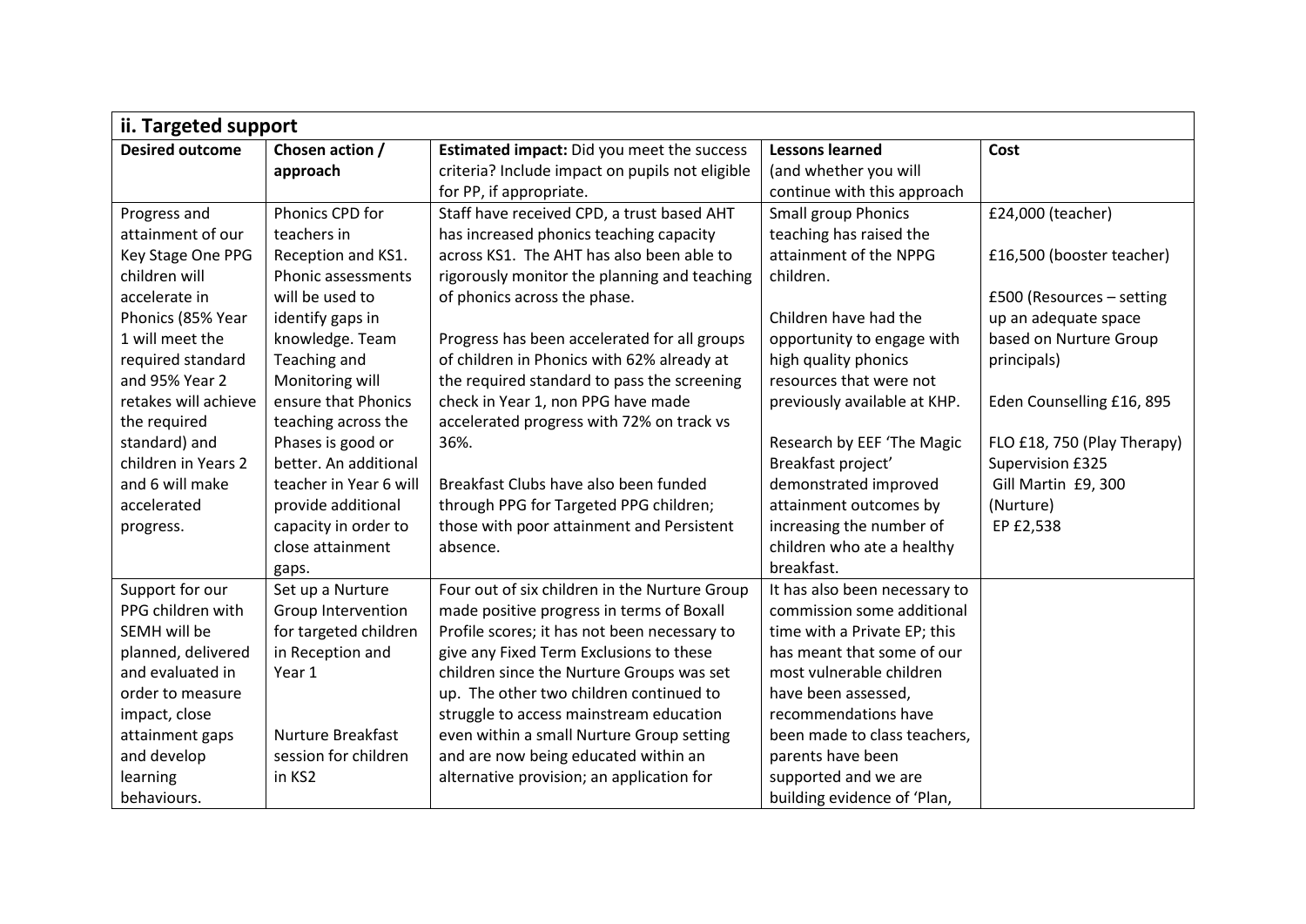| ii. Targeted support | | | | |
|---|---|---|---|---|
| **Desired outcome** | **Chosen action / approach** | **Estimated impact:** Did you meet the success criteria? Include impact on pupils not eligible for PP, if appropriate. | **Lessons learned** (and whether you will continue with this approach | **Cost** |
| Progress and attainment of our Key Stage One PPG children will accelerate in Phonics (85% Year 1 will meet the required standard and 95% Year 2 retakes will achieve the required standard) and children in Years 2 and 6 will make accelerated progress. | Phonics CPD for teachers in Reception and KS1. Phonic assessments will be used to identify gaps in knowledge. Team Teaching and Monitoring will ensure that Phonics teaching across the Phases is good or better. An additional teacher in Year 6 will provide additional capacity in order to close attainment gaps. | Staff have received CPD, a trust based AHT has increased phonics teaching capacity across KS1. The AHT has also been able to rigorously monitor the planning and teaching of phonics across the phase.<br><br>Progress has been accelerated for all groups of children in Phonics with 62% already at the required standard to pass the screening check in Year 1, non PPG have made accelerated progress with 72% on track vs 36%.<br><br>Breakfast Clubs have also been funded through PPG for Targeted PPG children; those with poor attainment and Persistent absence. | Small group Phonics teaching has raised the attainment of the NPPG children.<br><br>Children have had the opportunity to engage with high quality phonics resources that were not previously available at KHP.<br><br>Research by EEF 'The Magic Breakfast project' demonstrated improved attainment outcomes by increasing the number of children who ate a healthy breakfast. | £24,000 (teacher)<br><br>£16,500 (booster teacher)<br><br>£500 (Resources – setting up an adequate space based on Nurture Group principals)<br><br>Eden Counselling £16, 895<br><br>FLO £18, 750 (Play Therapy)<br>Supervision £325<br>Gill Martin £9, 300 (Nurture)<br>EP £2,538 |
| Support for our PPG children with SEMH will be planned, delivered and evaluated in order to measure impact, close attainment gaps and develop learning behaviours. | Set up a Nurture Group Intervention for targeted children in Reception and Year 1<br><br>Nurture Breakfast session for children in KS2 | Four out of six children in the Nurture Group made positive progress in terms of Boxall Profile scores; it has not been necessary to give any Fixed Term Exclusions to these children since the Nurture Groups was set up. The other two children continued to struggle to access mainstream education even within a small Nurture Group setting and are now being educated within an alternative provision; an application for | It has also been necessary to commission some additional time with a Private EP; this has meant that some of our most vulnerable children have been assessed, recommendations have been made to class teachers, parents have been supported and we are building evidence of 'Plan, | |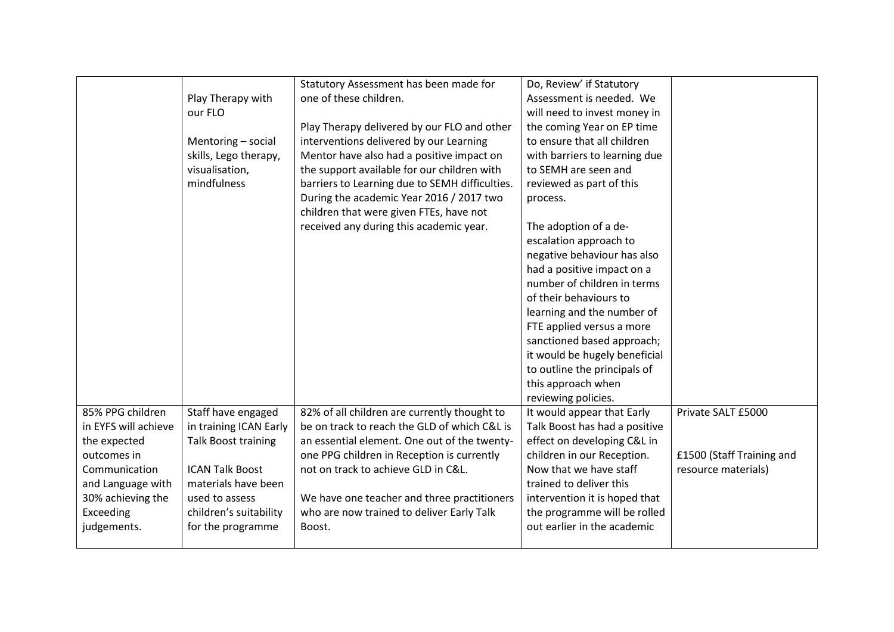| | | | | |
|---|---|---|---|---|
| | Play Therapy with our FLO<br><br>Mentoring – social skills, Lego therapy, visualisation, mindfulness | Statutory Assessment has been made for one of these children.<br><br>Play Therapy delivered by our FLO and other interventions delivered by our Learning Mentor have also had a positive impact on the support available for our children with barriers to Learning due to SEMH difficulties. During the academic Year 2016 / 2017 two children that were given FTEs, have not received any during this academic year. | Do, Review' if Statutory Assessment is needed. We will need to invest money in the coming Year on EP time to ensure that all children with barriers to learning due to SEMH are seen and reviewed as part of this process.<br><br>The adoption of a de-escalation approach to negative behaviour has also had a positive impact on a number of children in terms of their behaviours to learning and the number of FTE applied versus a more sanctioned based approach; it would be hugely beneficial to outline the principals of this approach when reviewing policies. | |
| 85% PPG children in EYFS will achieve the expected outcomes in Communication and Language with 30% achieving the Exceeding judgements. | Staff have engaged in training ICAN Early Talk Boost training<br><br>ICAN Talk Boost materials have been used to assess children's suitability for the programme | 82% of all children are currently thought to be on track to reach the GLD of which C&L is an essential element. One out of the twenty-one PPG children in Reception is currently not on track to achieve GLD in C&L.<br><br>We have one teacher and three practitioners who are now trained to deliver Early Talk Boost. | It would appear that Early Talk Boost has had a positive effect on developing C&L in children in our Reception. Now that we have staff trained to deliver this intervention it is hoped that the programme will be rolled out earlier in the academic | Private SALT £5000<br><br>£1500 (Staff Training and resource materials) |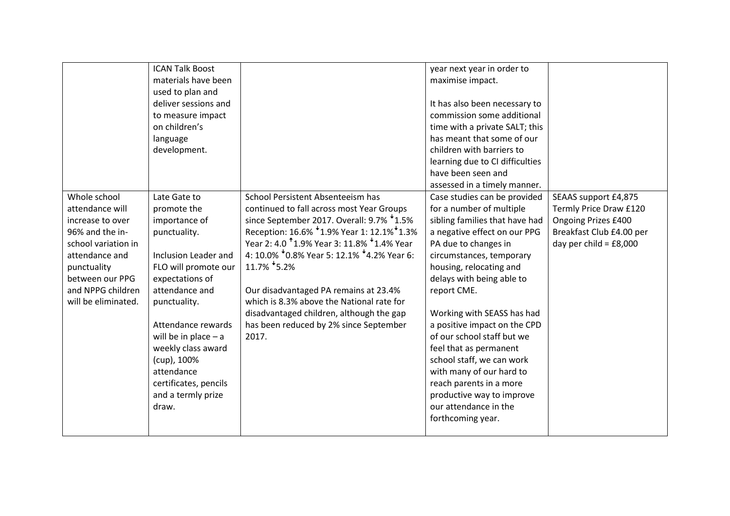| | | | | |
|---|---|---|---|---|
| | ICAN Talk Boost materials have been used to plan and deliver sessions and to measure impact on children's language development. | | year next year in order to maximise impact.<br><br>It has also been necessary to commission some additional time with a private SALT; this has meant that some of our children with barriers to learning due to CI difficulties have been seen and assessed in a timely manner. | |
| Whole school attendance will increase to over 96% and the in-school variation in attendance and punctuality between our PPG and NPPG children will be eliminated. | Late Gate to promote the importance of punctuality.<br><br>Inclusion Leader and FLO will promote our expectations of attendance and punctuality.<br><br>Attendance rewards will be in place – a weekly class award (cup), 100% attendance certificates, pencils and a termly prize draw. | School Persistent Absenteeism has continued to fall across most Year Groups since September 2017. Overall: 9.7% ↓1.5% Reception: 16.6% ↓1.9% Year 1: 12.1% ↓1.3% Year 2: 4.0 ↑1.9% Year 3: 11.8% ↓1.4% Year 4: 10.0% ↓0.8% Year 5: 12.1% ↓4.2% Year 6: 11.7% ↓5.2%<br><br>Our disadvantaged PA remains at 23.4% which is 8.3% above the National rate for disadvantaged children, although the gap has been reduced by 2% since September 2017. | Case studies can be provided for a number of multiple sibling families that have had a negative effect on our PPG PA due to changes in circumstances, temporary housing, relocating and delays with being able to report CME.<br><br>Working with SEASS has had a positive impact on the CPD of our school staff but we feel that as permanent school staff, we can work with many of our hard to reach parents in a more productive way to improve our attendance in the forthcoming year. | SEAAS support £4,875<br>Termly Price Draw £120<br>Ongoing Prizes £400<br>Breakfast Club £4.00 per day per child = £8,000 |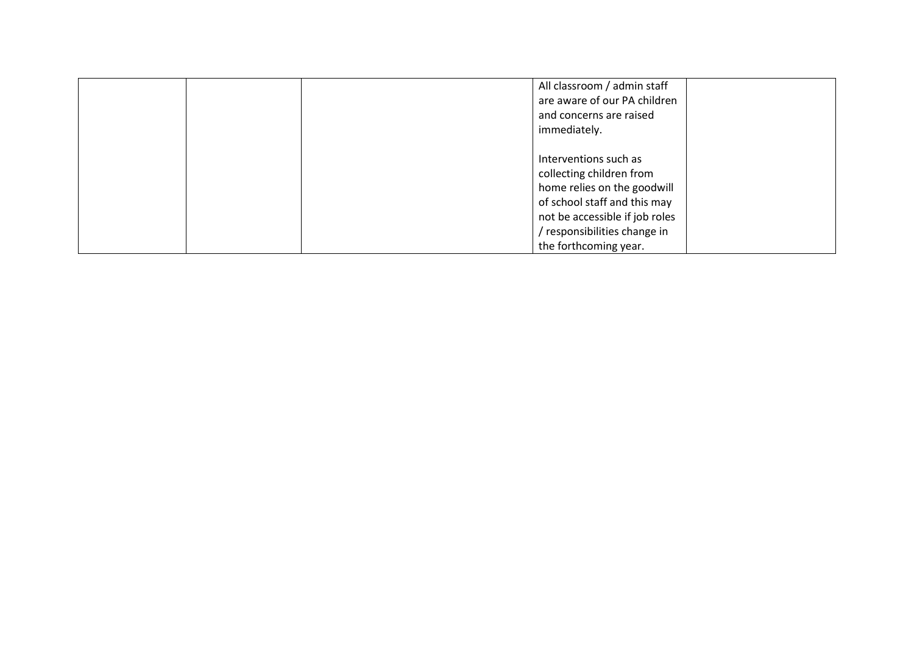| | | | | |
|---|---|---|---|---|
| | | | All classroom / admin staff are aware of our PA children and concerns are raised immediately.<br><br>Interventions such as collecting children from home relies on the goodwill of school staff and this may not be accessible if job roles / responsibilities change in the forthcoming year. | |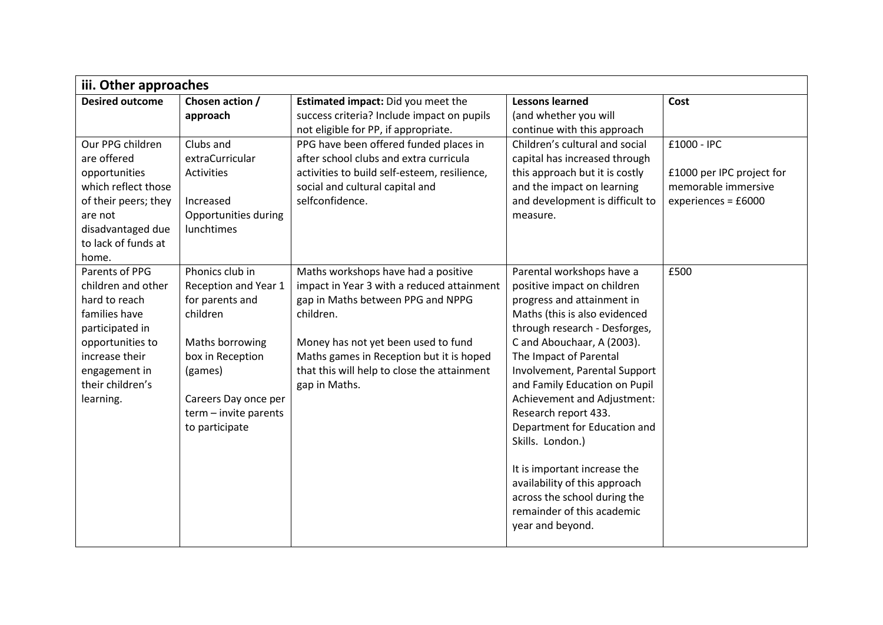| iii. Other approaches | | | | |
|---|---|---|---|---|
| **Desired outcome** | **Chosen action / approach** | **Estimated impact:** Did you meet the success criteria? Include impact on pupils not eligible for PP, if appropriate. | **Lessons learned** (and whether you will continue with this approach | **Cost** |
| Our PPG children are offered opportunities which reflect those of their peers; they are not disadvantaged due to lack of funds at home. | Clubs and extraCurricular Activities<br><br>Increased Opportunities during lunchtimes | PPG have been offered funded places in after school clubs and extra curricula activities to build self-esteem, resilience, social and cultural capital and selfconfidence. | Children's cultural and social capital has increased through this approach but it is costly and the impact on learning and development is difficult to measure. | £1000 - IPC<br><br>£1000 per IPC project for memorable immersive experiences = £6000 |
| Parents of PPG children and other hard to reach families have participated in opportunities to increase their engagement in their children's learning. | Phonics club in Reception and Year 1 for parents and children<br><br>Maths borrowing box in Reception (games)<br><br>Careers Day once per term – invite parents to participate | Maths workshops have had a positive impact in Year 3 with a reduced attainment gap in Maths between PPG and NPPG children.<br><br>Money has not yet been used to fund Maths games in Reception but it is hoped that this will help to close the attainment gap in Maths. | Parental workshops have a positive impact on children progress and attainment in Maths (this is also evidenced through research - Desforges, C and Abouchaar, A (2003). The Impact of Parental Involvement, Parental Support and Family Education on Pupil Achievement and Adjustment: Research report 433. Department for Education and Skills. London.)<br><br>It is important increase the availability of this approach across the school during the remainder of this academic year and beyond. | £500 |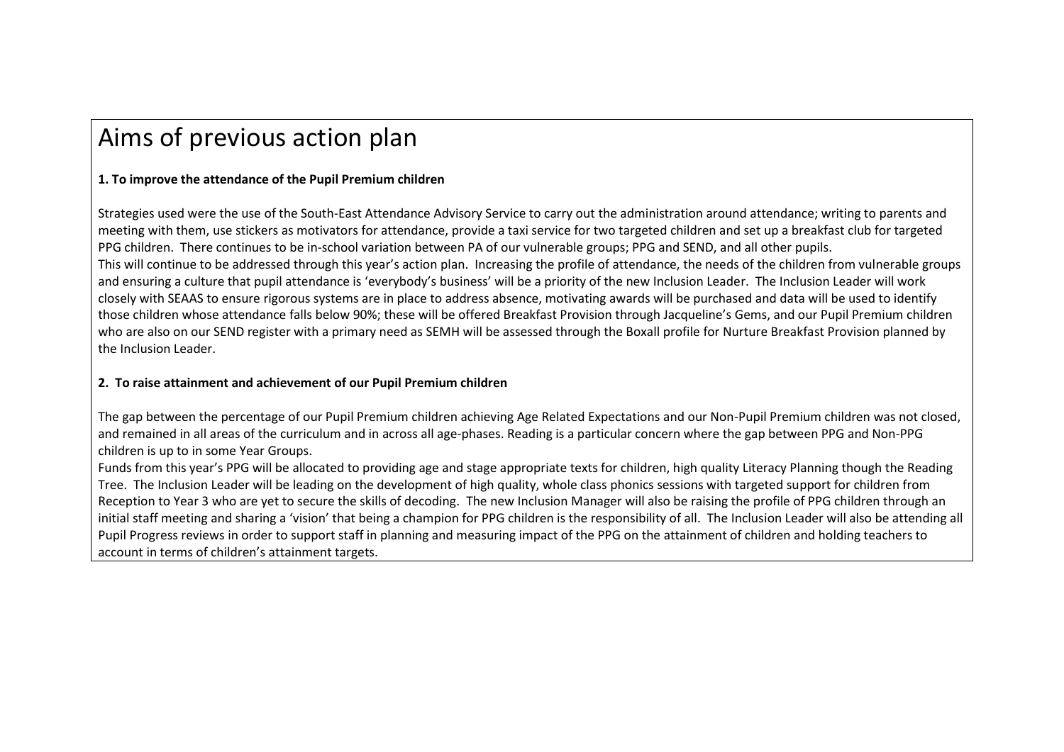# Aims of previous action plan

**1. To improve the attendance of the Pupil Premium children**

Strategies used were the use of the South-East Attendance Advisory Service to carry out the administration around attendance; writing to parents and meeting with them, use stickers as motivators for attendance, provide a taxi service for two targeted children and set up a breakfast club for targeted PPG children. There continues to be in-school variation between PA of our vulnerable groups; PPG and SEND, and all other pupils.
This will continue to be addressed through this year's action plan. Increasing the profile of attendance, the needs of the children from vulnerable groups and ensuring a culture that pupil attendance is 'everybody's business' will be a priority of the new Inclusion Leader. The Inclusion Leader will work closely with SEAAS to ensure rigorous systems are in place to address absence, motivating awards will be purchased and data will be used to identify those children whose attendance falls below 90%; these will be offered Breakfast Provision through Jacqueline's Gems, and our Pupil Premium children who are also on our SEND register with a primary need as SEMH will be assessed through the Boxall profile for Nurture Breakfast Provision planned by the Inclusion Leader.

**2. To raise attainment and achievement of our Pupil Premium children**

The gap between the percentage of our Pupil Premium children achieving Age Related Expectations and our Non-Pupil Premium children was not closed, and remained in all areas of the curriculum and in across all age-phases. Reading is a particular concern where the gap between PPG and Non-PPG children is up to in some Year Groups.
Funds from this year's PPG will be allocated to providing age and stage appropriate texts for children, high quality Literacy Planning though the Reading Tree. The Inclusion Leader will be leading on the development of high quality, whole class phonics sessions with targeted support for children from Reception to Year 3 who are yet to secure the skills of decoding. The new Inclusion Manager will also be raising the profile of PPG children through an initial staff meeting and sharing a 'vision' that being a champion for PPG children is the responsibility of all. The Inclusion Leader will also be attending all Pupil Progress reviews in order to support staff in planning and measuring impact of the PPG on the attainment of children and holding teachers to account in terms of children's attainment targets.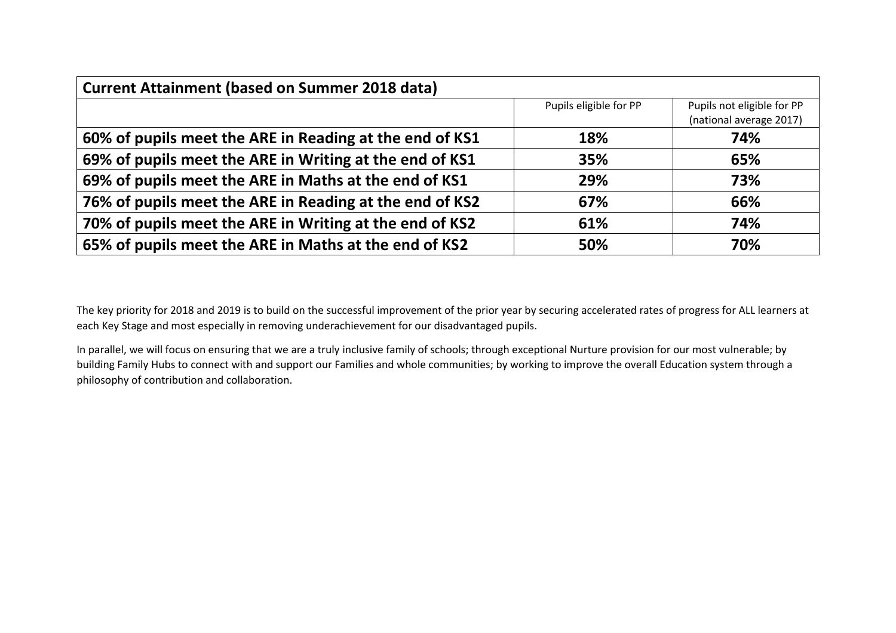| Current Attainment (based on Summer 2018 data) | | |
|---|---|---|
| | Pupils eligible for PP | Pupils not eligible for PP (national average 2017) |
| **60% of pupils meet the ARE in Reading at the end of KS1** | **18%** | **74%** |
| **69% of pupils meet the ARE in Writing at the end of KS1** | **35%** | **65%** |
| **69% of pupils meet the ARE in Maths at the end of KS1** | **29%** | **73%** |
| **76% of pupils meet the ARE in Reading at the end of KS2** | **67%** | **66%** |
| **70% of pupils meet the ARE in Writing at the end of KS2** | **61%** | **74%** |
| **65% of pupils meet the ARE in Maths at the end of KS2** | **50%** | **70%** |

The key priority for 2018 and 2019 is to build on the successful improvement of the prior year by securing accelerated rates of progress for ALL learners at each Key Stage and most especially in removing underachievement for our disadvantaged pupils.

In parallel, we will focus on ensuring that we are a truly inclusive family of schools; through exceptional Nurture provision for our most vulnerable; by building Family Hubs to connect with and support our Families and whole communities; by working to improve the overall Education system through a philosophy of contribution and collaboration.